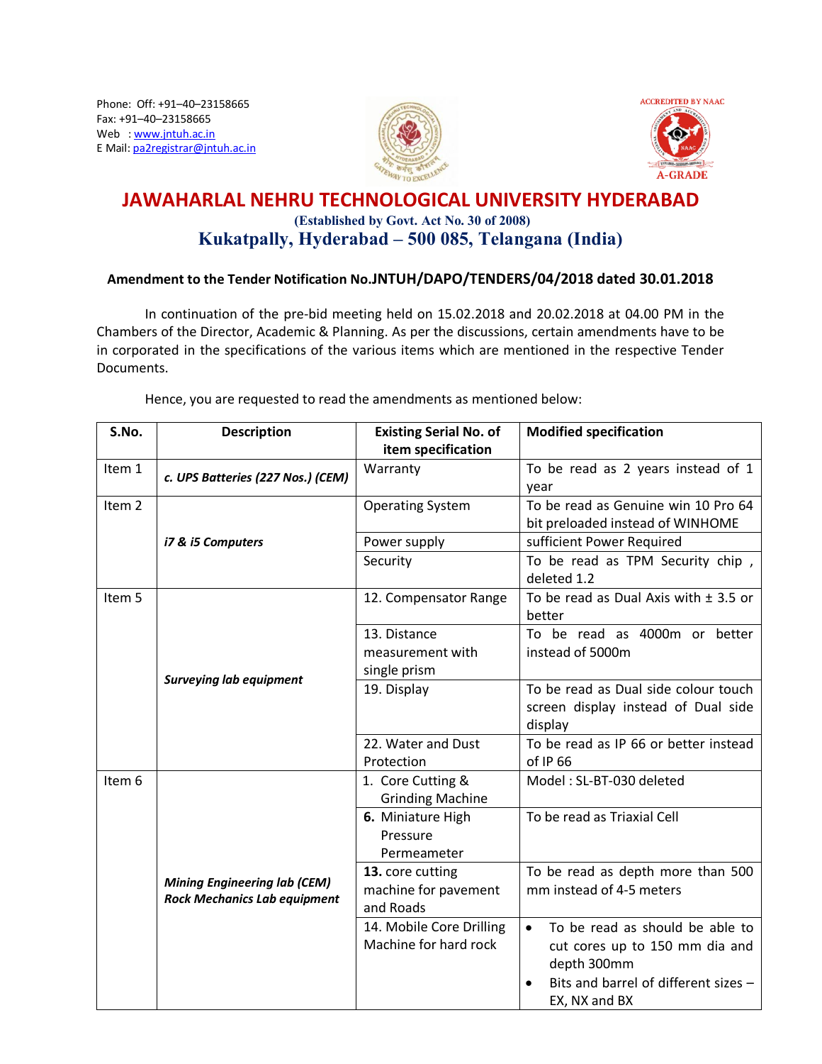Phone: Off: +91–40–23158665
Fax: +91–40–23158665
Web : www.jntuh.ac.in
E Mail: pa2registrar@jntuh.ac.in

ACCREDITED BY NAAC
A-GRADE

# JAWAHARLAL NEHRU TECHNOLOGICAL UNIVERSITY HYDERABAD

**(Established by Govt. Act No. 30 of 2008)**

## Kukatpally, Hyderabad – 500 085, Telangana (India)

### Amendment to the Tender Notification No.JNTUH/DAPO/TENDERS/04/2018 dated 30.01.2018

In continuation of the pre-bid meeting held on 15.02.2018 and 20.02.2018 at 04.00 PM in the Chambers of the Director, Academic & Planning. As per the discussions, certain amendments have to be in corporated in the specifications of the various items which are mentioned in the respective Tender Documents.

Hence, you are requested to read the amendments as mentioned below:

| S.No. | Description | Existing Serial No. of item specification | Modified specification |
|---|---|---|---|
| Item 1 | *c. UPS Batteries (227 Nos.) (CEM)* | Warranty | To be read as 2 years instead of 1 year |
| Item 2 | *i7 & i5 Computers* | Operating System | To be read as Genuine win 10 Pro 64 bit preloaded instead of WINHOME |
| | | Power supply | sufficient Power Required |
| | | Security | To be read as TPM Security chip , deleted 1.2 |
| Item 5 | *Surveying lab equipment* | 12. Compensator Range | To be read as Dual Axis with ± 3.5 or better |
| | | 13. Distance measurement with single prism | To be read as 4000m or better instead of 5000m |
| | | 19. Display | To be read as Dual side colour touch screen display instead of Dual side display |
| | | 22. Water and Dust Protection | To be read as IP 66 or better instead of IP 66 |
| Item 6 | *Mining Engineering lab (CEM) Rock Mechanics Lab equipment* | 1. Core Cutting & Grinding Machine | Model : SL-BT-030 deleted |
| | | **6.** Miniature High Pressure Permeameter | To be read as Triaxial Cell |
| | | **13.** core cutting machine for pavement and Roads | To be read as depth more than 500 mm instead of 4-5 meters |
| | | 14. Mobile Core Drilling Machine for hard rock | • To be read as should be able to cut cores up to 150 mm dia and depth 300mm<br>• Bits and barrel of different sizes – EX, NX and BX |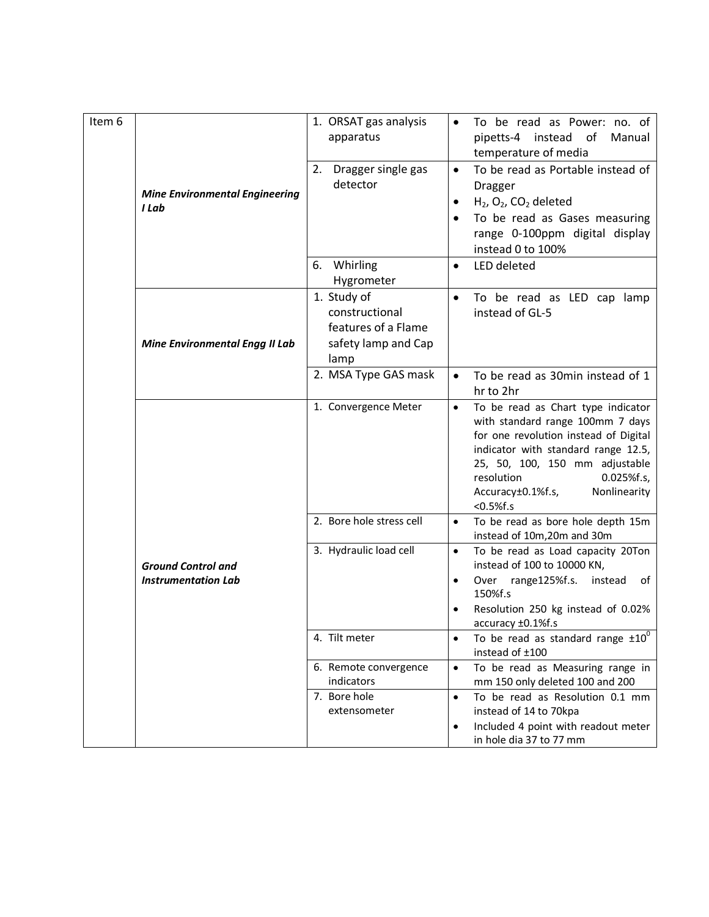| Item 6 | | | |
|---|---|---|---|
| | ***Mine Environmental Engineering I Lab*** | 1. ORSAT gas analysis apparatus | • To be read as Power: no. of pipetts-4 instead of Manual temperature of media |
| | | 2. Dragger single gas detector | • To be read as Portable instead of Dragger<br>• $H_2$, $O_2$, $CO_2$ deleted<br>• To be read as Gases measuring range 0-100ppm digital display instead 0 to 100% |
| | | 6. Whirling Hygrometer | • LED deleted |
| | ***Mine Environmental Engg II Lab*** | 1. Study of constructional features of a Flame safety lamp and Cap lamp | • To be read as LED cap lamp instead of GL-5 |
| | | 2. MSA Type GAS mask | • To be read as 30min instead of 1 hr to 2hr |
| | ***Ground Control and Instrumentation Lab*** | 1. Convergence Meter | • To be read as Chart type indicator with standard range 100mm 7 days for one revolution instead of Digital indicator with standard range 12.5, 25, 50, 100, 150 mm adjustable resolution 0.025%f.s, Accuracy±0.1%f.s, Nonlinearity <0.5%f.s |
| | | 2. Bore hole stress cell | • To be read as bore hole depth 15m instead of 10m,20m and 30m |
| | | 3. Hydraulic load cell | • To be read as Load capacity 20Ton instead of 100 to 10000 KN,<br>• Over range125%f.s. instead of 150%f.s<br>• Resolution 250 kg instead of 0.02% accuracy ±0.1%f.s |
| | | 4. Tilt meter | • To be read as standard range $\pm 10^0$ instead of ±100 |
| | | 6. Remote convergence indicators | • To be read as Measuring range in mm 150 only deleted 100 and 200 |
| | | 7. Bore hole extensometer | • To be read as Resolution 0.1 mm instead of 14 to 70kpa<br>• Included 4 point with readout meter in hole dia 37 to 77 mm |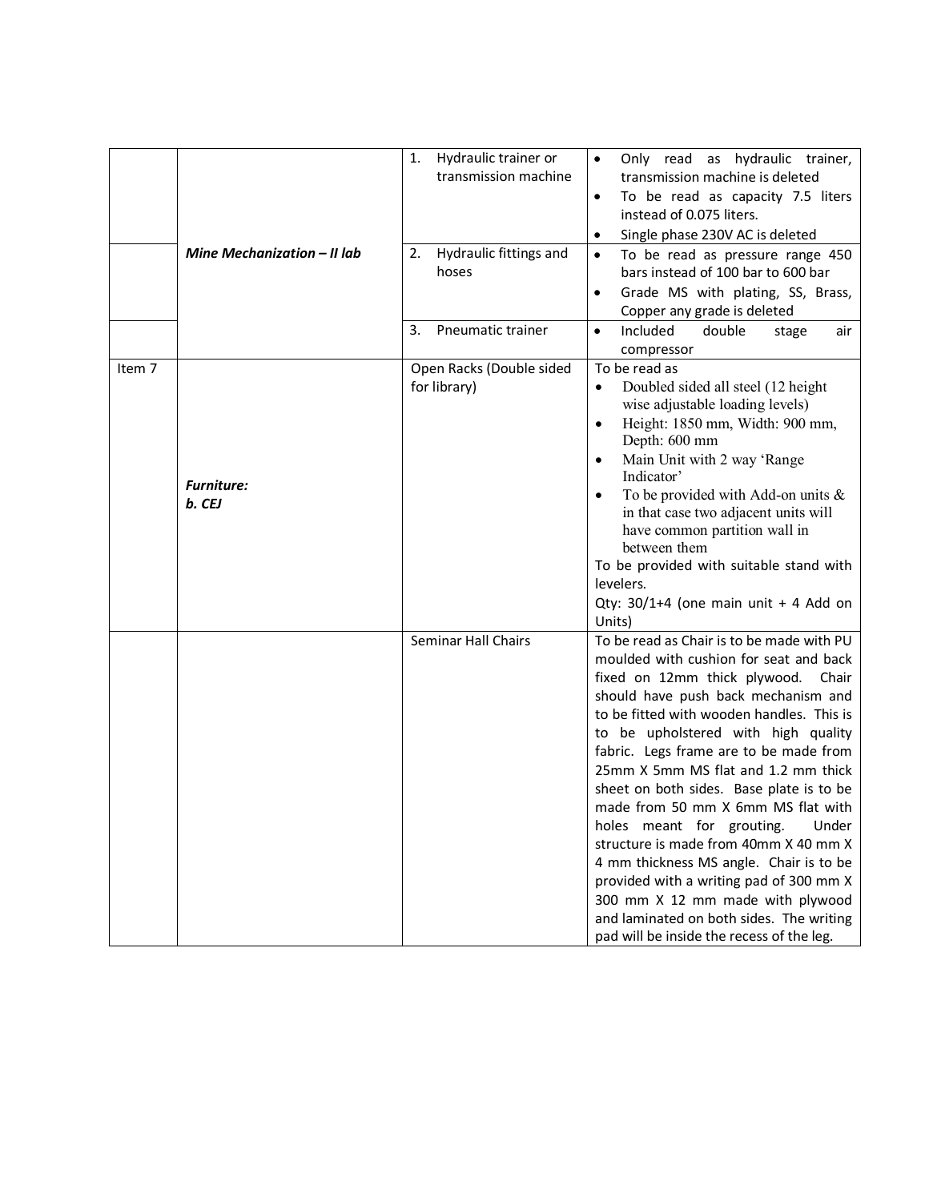| | | | |
|---|---|---|---|
| | ***Mine Mechanization – II lab*** | 1. Hydraulic trainer or transmission machine | • Only read as hydraulic trainer, transmission machine is deleted<br>• To be read as capacity 7.5 liters instead of 0.075 liters.<br>• Single phase 230V AC is deleted |
| | | 2. Hydraulic fittings and hoses | • To be read as pressure range 450 bars instead of 100 bar to 600 bar<br>• Grade MS with plating, SS, Brass, Copper any grade is deleted |
| | | 3. Pneumatic trainer | • Included double stage air compressor |
| Item 7 | ***Furniture:***<br>***b. CEJ*** | Open Racks (Double sided for library) | To be read as<br>• Doubled sided all steel (12 height wise adjustable loading levels)<br>• Height: 1850 mm, Width: 900 mm, Depth: 600 mm<br>• Main Unit with 2 way 'Range Indicator'<br>• To be provided with Add-on units & in that case two adjacent units will have common partition wall in between them<br>To be provided with suitable stand with levelers.<br>Qty: 30/1+4 (one main unit + 4 Add on Units) |
| | | Seminar Hall Chairs | To be read as Chair is to be made with PU moulded with cushion for seat and back fixed on 12mm thick plywood. Chair should have push back mechanism and to be fitted with wooden handles. This is to be upholstered with high quality fabric. Legs frame are to be made from 25mm X 5mm MS flat and 1.2 mm thick sheet on both sides. Base plate is to be made from 50 mm X 6mm MS flat with holes meant for grouting. Under structure is made from 40mm X 40 mm X 4 mm thickness MS angle. Chair is to be provided with a writing pad of 300 mm X 300 mm X 12 mm made with plywood and laminated on both sides. The writing pad will be inside the recess of the leg. |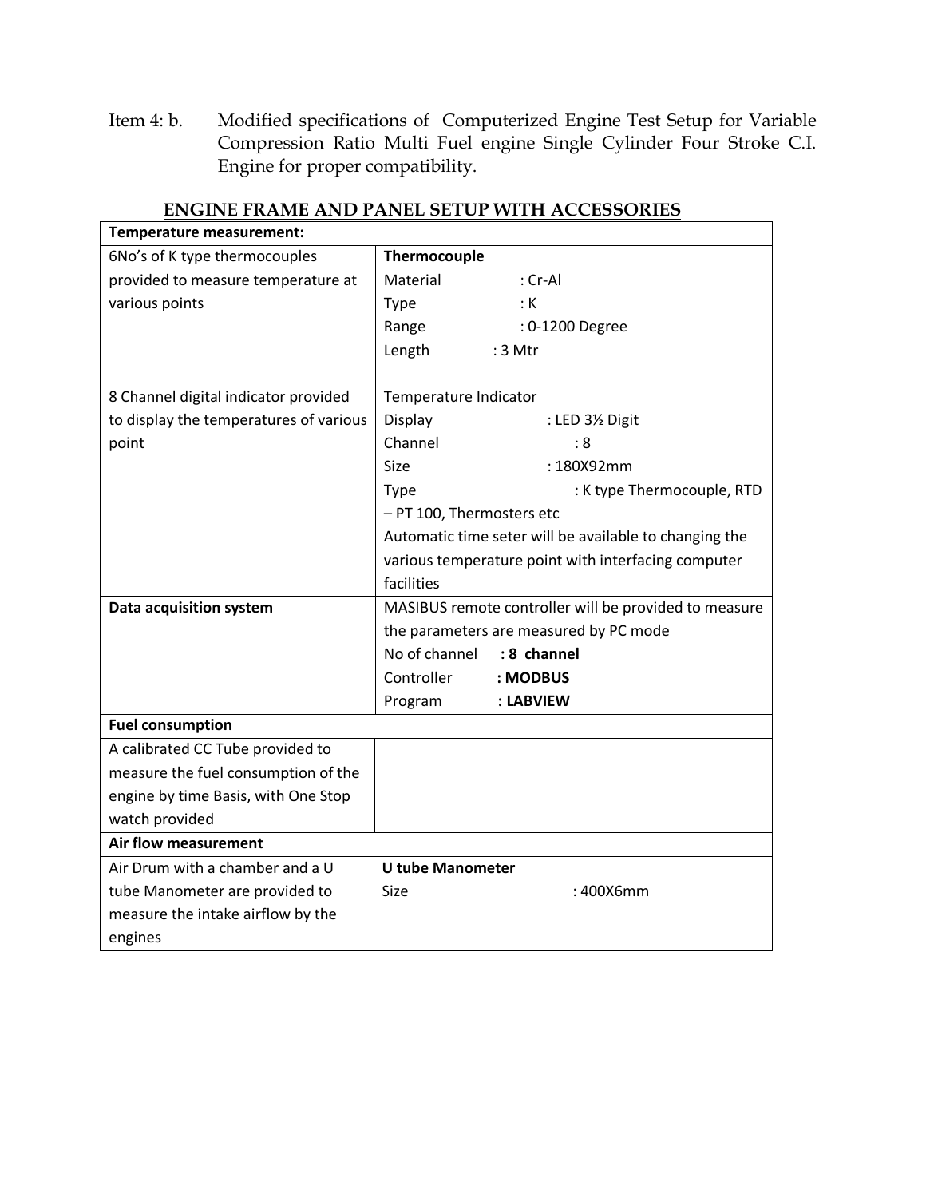Item 4: b. Modified specifications of Computerized Engine Test Setup for Variable Compression Ratio Multi Fuel engine Single Cylinder Four Stroke C.I. Engine for proper compatibility.

## ENGINE FRAME AND PANEL SETUP WITH ACCESSORIES

| **Temperature measurement:** | |
|---|---|
| 6No's of K type thermocouples provided to measure temperature at various points | **Thermocouple**<br>Material : Cr-Al<br>Type : K<br>Range : 0-1200 Degree<br>Length : 3 Mtr |
| 8 Channel digital indicator provided to display the temperatures of various point | Temperature Indicator<br>Display : LED 3½ Digit<br>Channel : 8<br>Size : 180X92mm<br>Type : K type Thermocouple, RTD – PT 100, Thermosters etc<br>Automatic time seter will be available to changing the various temperature point with interfacing computer facilities |
| **Data acquisition system** | MASIBUS remote controller will be provided to measure the parameters are measured by PC mode<br>No of channel **: 8 channel**<br>Controller **: MODBUS**<br>Program **: LABVIEW** |
| **Fuel consumption** | |
| A calibrated CC Tube provided to measure the fuel consumption of the engine by time Basis, with One Stop watch provided | |
| **Air flow measurement** | |
| Air Drum with a chamber and a U tube Manometer are provided to measure the intake airflow by the engines | **U tube Manometer**<br>Size : 400X6mm |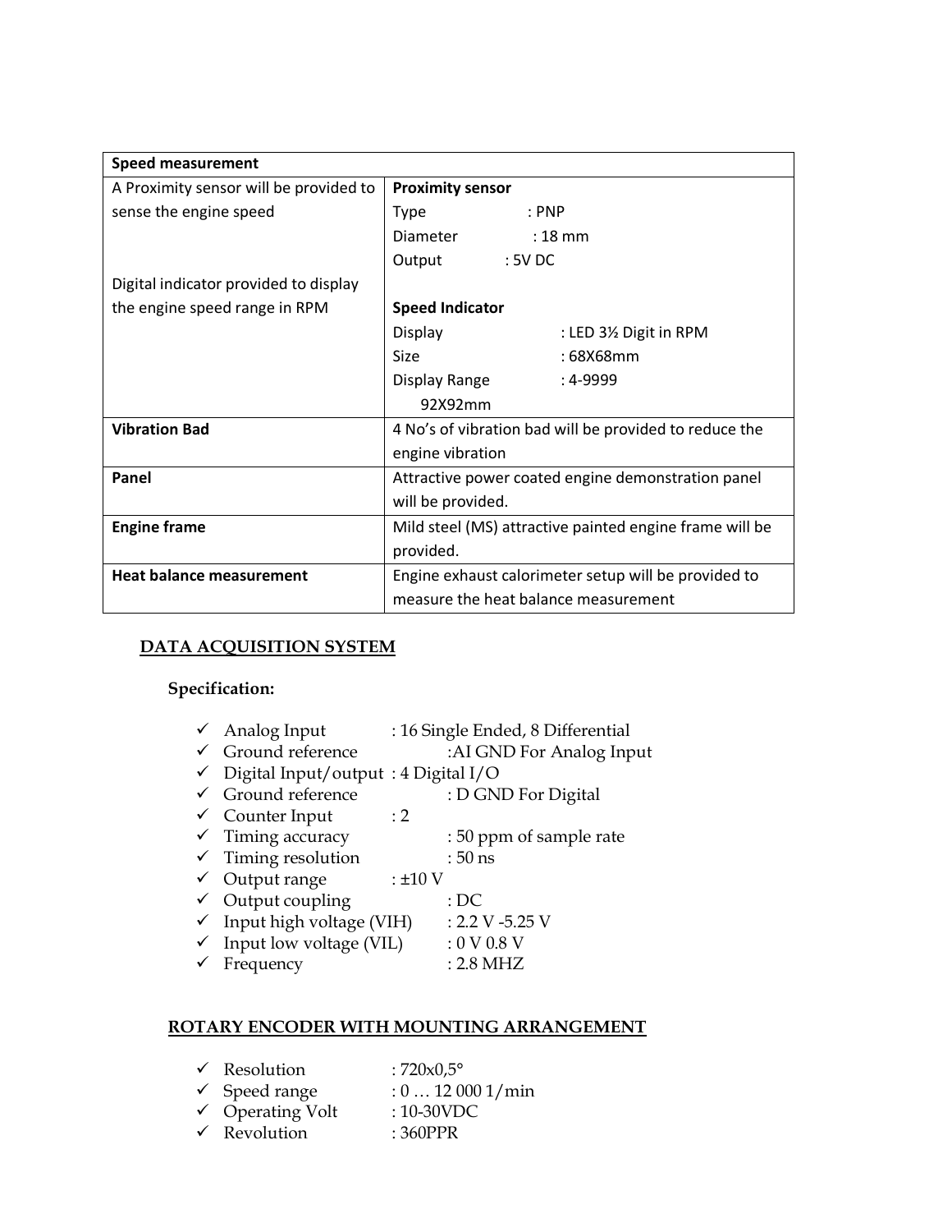| Speed measurement | |
|---|---|
| A Proximity sensor will be provided to sense the engine speed<br><br>Digital indicator provided to display the engine speed range in RPM | **Proximity sensor**<br>Type : PNP<br>Diameter : 18 mm<br>Output : 5V DC<br><br>**Speed Indicator**<br>Display : LED 3½ Digit in RPM<br>Size : 68X68mm<br>Display Range : 4-9999<br>92X92mm |
| **Vibration Bad** | 4 No's of vibration bad will be provided to reduce the engine vibration |
| **Panel** | Attractive power coated engine demonstration panel will be provided. |
| **Engine frame** | Mild steel (MS) attractive painted engine frame will be provided. |
| **Heat balance measurement** | Engine exhaust calorimeter setup will be provided to measure the heat balance measurement |

## DATA ACQUISITION SYSTEM

**Specification:**

- ✓ Analog Input : 16 Single Ended, 8 Differential
- ✓ Ground reference :AI GND For Analog Input
- ✓ Digital Input/output : 4 Digital I/O
- ✓ Ground reference : D GND For Digital
- ✓ Counter Input : 2
- ✓ Timing accuracy : 50 ppm of sample rate
- ✓ Timing resolution : 50 ns
- ✓ Output range : ±10 V
- ✓ Output coupling : DC
- ✓ Input high voltage (VIH) : 2.2 V -5.25 V
- ✓ Input low voltage (VIL) : 0 V 0.8 V
- ✓ Frequency : 2.8 MHZ

## ROTARY ENCODER WITH MOUNTING ARRANGEMENT

- ✓ Resolution : 720x0,5°
- ✓ Speed range : 0 … 12 000 1/min
- ✓ Operating Volt : 10-30VDC
- ✓ Revolution : 360PPR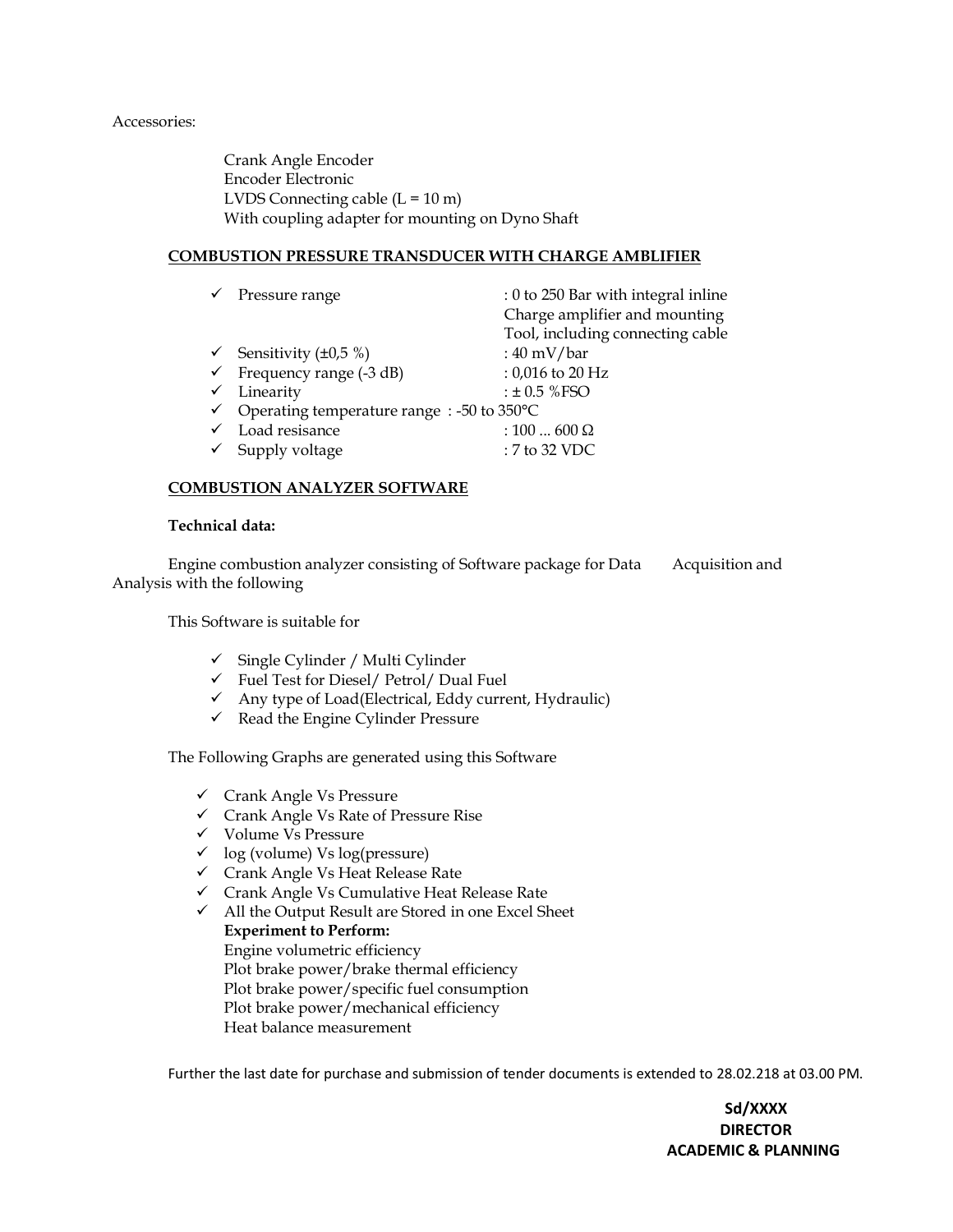Accessories:

Crank Angle Encoder
Encoder Electronic
LVDS Connecting cable (L = 10 m)
With coupling adapter for mounting on Dyno Shaft

**COMBUSTION PRESSURE TRANSDUCER WITH CHARGE AMBLIFIER**

- ✓ Pressure range : 0 to 250 Bar with integral inline Charge amplifier and mounting Tool, including connecting cable
- ✓ Sensitivity (±0,5 %) : 40 mV/bar
- ✓ Frequency range (-3 dB) : 0,016 to 20 Hz
- ✓ Linearity : ± 0.5 %FSO
- ✓ Operating temperature range : -50 to 350°C
- ✓ Load resisance : 100 ... 600 Ω
- ✓ Supply voltage : 7 to 32 VDC

**COMBUSTION ANALYZER SOFTWARE**

**Technical data:**

Engine combustion analyzer consisting of Software package for Data Acquisition and Analysis with the following

This Software is suitable for

- ✓ Single Cylinder / Multi Cylinder
- ✓ Fuel Test for Diesel/ Petrol/ Dual Fuel
- ✓ Any type of Load(Electrical, Eddy current, Hydraulic)
- ✓ Read the Engine Cylinder Pressure

The Following Graphs are generated using this Software

- ✓ Crank Angle Vs Pressure
- ✓ Crank Angle Vs Rate of Pressure Rise
- ✓ Volume Vs Pressure
- ✓ log (volume) Vs log(pressure)
- ✓ Crank Angle Vs Heat Release Rate
- ✓ Crank Angle Vs Cumulative Heat Release Rate
- ✓ All the Output Result are Stored in one Excel Sheet

**Experiment to Perform:**
Engine volumetric efficiency
Plot brake power/brake thermal efficiency
Plot brake power/specific fuel consumption
Plot brake power/mechanical efficiency
Heat balance measurement

Further the last date for purchase and submission of tender documents is extended to 28.02.218 at 03.00 PM.

**Sd/XXXX**
**DIRECTOR**
**ACADEMIC & PLANNING**